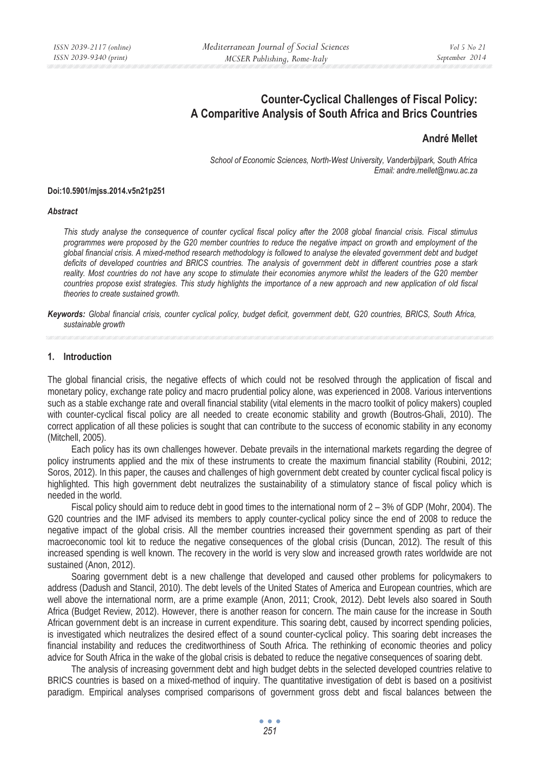# Counter-Cyclical Challenges of Fiscal Policy: A Comparitive Analysis of South Africa and Brics Countries

**André Mellet**

*School of Economic Sciences, North-West University, Vanderbijlpark, South Africa*
*Email: andre.mellet@nwu.ac.za*

**Doi:10.5901/mjss.2014.v5n21p251**

***Abstract***

*This study analyse the consequence of counter cyclical fiscal policy after the 2008 global financial crisis. Fiscal stimulus programmes were proposed by the G20 member countries to reduce the negative impact on growth and employment of the global financial crisis. A mixed-method research methodology is followed to analyse the elevated government debt and budget deficits of developed countries and BRICS countries. The analysis of government debt in different countries pose a stark reality. Most countries do not have any scope to stimulate their economies anymore whilst the leaders of the G20 member countries propose exist strategies. This study highlights the importance of a new approach and new application of old fiscal theories to create sustained growth.*

***Keywords:*** *Global financial crisis, counter cyclical policy, budget deficit, government debt, G20 countries, BRICS, South Africa, sustainable growth*

## 1. Introduction

The global financial crisis, the negative effects of which could not be resolved through the application of fiscal and monetary policy, exchange rate policy and macro prudential policy alone, was experienced in 2008. Various interventions such as a stable exchange rate and overall financial stability (vital elements in the macro toolkit of policy makers) coupled with counter-cyclical fiscal policy are all needed to create economic stability and growth (Boutros-Ghali, 2010). The correct application of all these policies is sought that can contribute to the success of economic stability in any economy (Mitchell, 2005).

Each policy has its own challenges however. Debate prevails in the international markets regarding the degree of policy instruments applied and the mix of these instruments to create the maximum financial stability (Roubini, 2012; Soros, 2012). In this paper, the causes and challenges of high government debt created by counter cyclical fiscal policy is highlighted. This high government debt neutralizes the sustainability of a stimulatory stance of fiscal policy which is needed in the world.

Fiscal policy should aim to reduce debt in good times to the international norm of 2 – 3% of GDP (Mohr, 2004). The G20 countries and the IMF advised its members to apply counter-cyclical policy since the end of 2008 to reduce the negative impact of the global crisis. All the member countries increased their government spending as part of their macroeconomic tool kit to reduce the negative consequences of the global crisis (Duncan, 2012). The result of this increased spending is well known. The recovery in the world is very slow and increased growth rates worldwide are not sustained (Anon, 2012).

Soaring government debt is a new challenge that developed and caused other problems for policymakers to address (Dadush and Stancil, 2010). The debt levels of the United States of America and European countries, which are well above the international norm, are a prime example (Anon, 2011; Crook, 2012). Debt levels also soared in South Africa (Budget Review, 2012). However, there is another reason for concern. The main cause for the increase in South African government debt is an increase in current expenditure. This soaring debt, caused by incorrect spending policies, is investigated which neutralizes the desired effect of a sound counter-cyclical policy. This soaring debt increases the financial instability and reduces the creditworthiness of South Africa. The rethinking of economic theories and policy advice for South Africa in the wake of the global crisis is debated to reduce the negative consequences of soaring debt.

The analysis of increasing government debt and high budget debts in the selected developed countries relative to BRICS countries is based on a mixed-method of inquiry. The quantitative investigation of debt is based on a positivist paradigm. Empirical analyses comprised comparisons of government gross debt and fiscal balances between the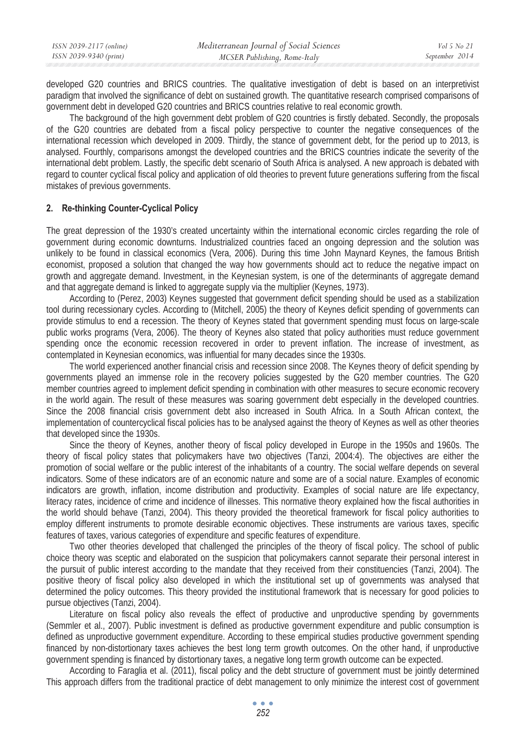developed G20 countries and BRICS countries. The qualitative investigation of debt is based on an interpretivist paradigm that involved the significance of debt on sustained growth. The quantitative research comprised comparisons of government debt in developed G20 countries and BRICS countries relative to real economic growth.

The background of the high government debt problem of G20 countries is firstly debated. Secondly, the proposals of the G20 countries are debated from a fiscal policy perspective to counter the negative consequences of the international recession which developed in 2009. Thirdly, the stance of government debt, for the period up to 2013, is analysed. Fourthly, comparisons amongst the developed countries and the BRICS countries indicate the severity of the international debt problem. Lastly, the specific debt scenario of South Africa is analysed. A new approach is debated with regard to counter cyclical fiscal policy and application of old theories to prevent future generations suffering from the fiscal mistakes of previous governments.

## 2. Re-thinking Counter-Cyclical Policy

The great depression of the 1930's created uncertainty within the international economic circles regarding the role of government during economic downturns. Industrialized countries faced an ongoing depression and the solution was unlikely to be found in classical economics (Vera, 2006). During this time John Maynard Keynes, the famous British economist, proposed a solution that changed the way how governments should act to reduce the negative impact on growth and aggregate demand. Investment, in the Keynesian system, is one of the determinants of aggregate demand and that aggregate demand is linked to aggregate supply via the multiplier (Keynes, 1973).

According to (Perez, 2003) Keynes suggested that government deficit spending should be used as a stabilization tool during recessionary cycles. According to (Mitchell, 2005) the theory of Keynes deficit spending of governments can provide stimulus to end a recession. The theory of Keynes stated that government spending must focus on large-scale public works programs (Vera, 2006). The theory of Keynes also stated that policy authorities must reduce government spending once the economic recession recovered in order to prevent inflation. The increase of investment, as contemplated in Keynesian economics, was influential for many decades since the 1930s.

The world experienced another financial crisis and recession since 2008. The Keynes theory of deficit spending by governments played an immense role in the recovery policies suggested by the G20 member countries. The G20 member countries agreed to implement deficit spending in combination with other measures to secure economic recovery in the world again. The result of these measures was soaring government debt especially in the developed countries. Since the 2008 financial crisis government debt also increased in South Africa. In a South African context, the implementation of countercyclical fiscal policies has to be analysed against the theory of Keynes as well as other theories that developed since the 1930s.

Since the theory of Keynes, another theory of fiscal policy developed in Europe in the 1950s and 1960s. The theory of fiscal policy states that policymakers have two objectives (Tanzi, 2004:4). The objectives are either the promotion of social welfare or the public interest of the inhabitants of a country. The social welfare depends on several indicators. Some of these indicators are of an economic nature and some are of a social nature. Examples of economic indicators are growth, inflation, income distribution and productivity. Examples of social nature are life expectancy, literacy rates, incidence of crime and incidence of illnesses. This normative theory explained how the fiscal authorities in the world should behave (Tanzi, 2004). This theory provided the theoretical framework for fiscal policy authorities to employ different instruments to promote desirable economic objectives. These instruments are various taxes, specific features of taxes, various categories of expenditure and specific features of expenditure.

Two other theories developed that challenged the principles of the theory of fiscal policy. The school of public choice theory was sceptic and elaborated on the suspicion that policymakers cannot separate their personal interest in the pursuit of public interest according to the mandate that they received from their constituencies (Tanzi, 2004). The positive theory of fiscal policy also developed in which the institutional set up of governments was analysed that determined the policy outcomes. This theory provided the institutional framework that is necessary for good policies to pursue objectives (Tanzi, 2004).

Literature on fiscal policy also reveals the effect of productive and unproductive spending by governments (Semmler et al., 2007). Public investment is defined as productive government expenditure and public consumption is defined as unproductive government expenditure. According to these empirical studies productive government spending financed by non-distortionary taxes achieves the best long term growth outcomes. On the other hand, if unproductive government spending is financed by distortionary taxes, a negative long term growth outcome can be expected.

According to Faraglia et al. (2011), fiscal policy and the debt structure of government must be jointly determined This approach differs from the traditional practice of debt management to only minimize the interest cost of government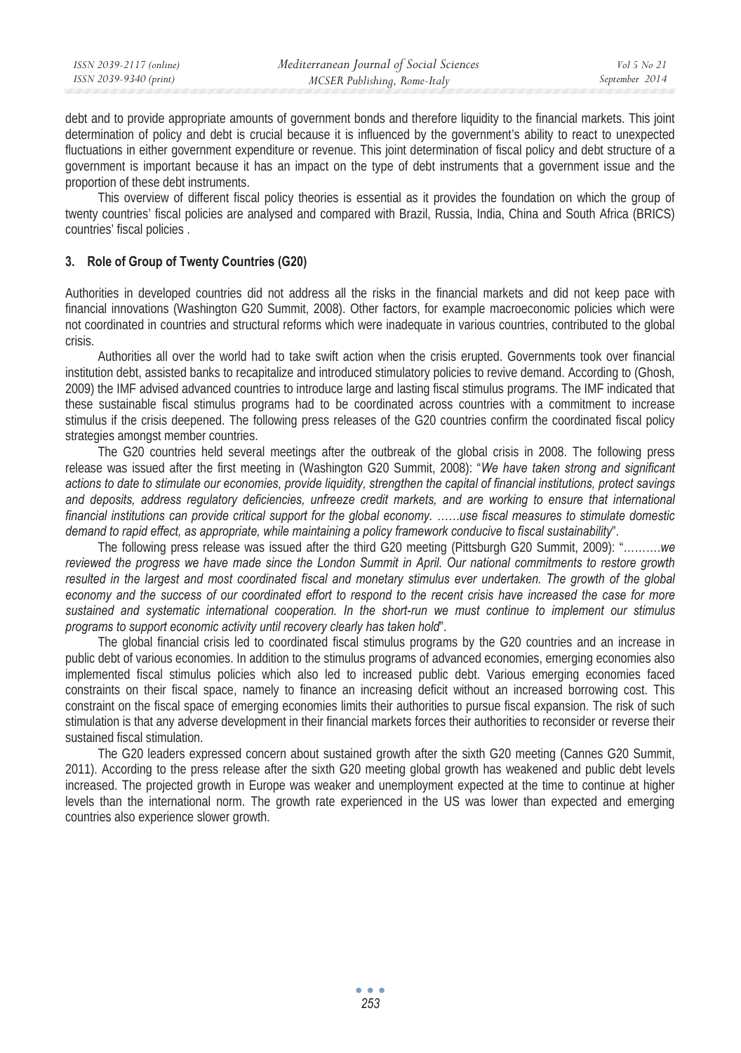debt and to provide appropriate amounts of government bonds and therefore liquidity to the financial markets. This joint determination of policy and debt is crucial because it is influenced by the government's ability to react to unexpected fluctuations in either government expenditure or revenue. This joint determination of fiscal policy and debt structure of a government is important because it has an impact on the type of debt instruments that a government issue and the proportion of these debt instruments.

This overview of different fiscal policy theories is essential as it provides the foundation on which the group of twenty countries' fiscal policies are analysed and compared with Brazil, Russia, India, China and South Africa (BRICS) countries' fiscal policies .

## 3. Role of Group of Twenty Countries (G20)

Authorities in developed countries did not address all the risks in the financial markets and did not keep pace with financial innovations (Washington G20 Summit, 2008). Other factors, for example macroeconomic policies which were not coordinated in countries and structural reforms which were inadequate in various countries, contributed to the global crisis.

Authorities all over the world had to take swift action when the crisis erupted. Governments took over financial institution debt, assisted banks to recapitalize and introduced stimulatory policies to revive demand. According to (Ghosh, 2009) the IMF advised advanced countries to introduce large and lasting fiscal stimulus programs. The IMF indicated that these sustainable fiscal stimulus programs had to be coordinated across countries with a commitment to increase stimulus if the crisis deepened. The following press releases of the G20 countries confirm the coordinated fiscal policy strategies amongst member countries.

The G20 countries held several meetings after the outbreak of the global crisis in 2008. The following press release was issued after the first meeting in (Washington G20 Summit, 2008): "*We have taken strong and significant actions to date to stimulate our economies, provide liquidity, strengthen the capital of financial institutions, protect savings and deposits, address regulatory deficiencies, unfreeze credit markets, and are working to ensure that international financial institutions can provide critical support for the global economy. ……use fiscal measures to stimulate domestic demand to rapid effect, as appropriate, while maintaining a policy framework conducive to fiscal sustainability*".

The following press release was issued after the third G20 meeting (Pittsburgh G20 Summit, 2009): "*……….we reviewed the progress we have made since the London Summit in April. Our national commitments to restore growth resulted in the largest and most coordinated fiscal and monetary stimulus ever undertaken. The growth of the global economy and the success of our coordinated effort to respond to the recent crisis have increased the case for more sustained and systematic international cooperation. In the short-run we must continue to implement our stimulus programs to support economic activity until recovery clearly has taken hold*".

The global financial crisis led to coordinated fiscal stimulus programs by the G20 countries and an increase in public debt of various economies. In addition to the stimulus programs of advanced economies, emerging economies also implemented fiscal stimulus policies which also led to increased public debt. Various emerging economies faced constraints on their fiscal space, namely to finance an increasing deficit without an increased borrowing cost. This constraint on the fiscal space of emerging economies limits their authorities to pursue fiscal expansion. The risk of such stimulation is that any adverse development in their financial markets forces their authorities to reconsider or reverse their sustained fiscal stimulation.

The G20 leaders expressed concern about sustained growth after the sixth G20 meeting (Cannes G20 Summit, 2011). According to the press release after the sixth G20 meeting global growth has weakened and public debt levels increased. The projected growth in Europe was weaker and unemployment expected at the time to continue at higher levels than the international norm. The growth rate experienced in the US was lower than expected and emerging countries also experience slower growth.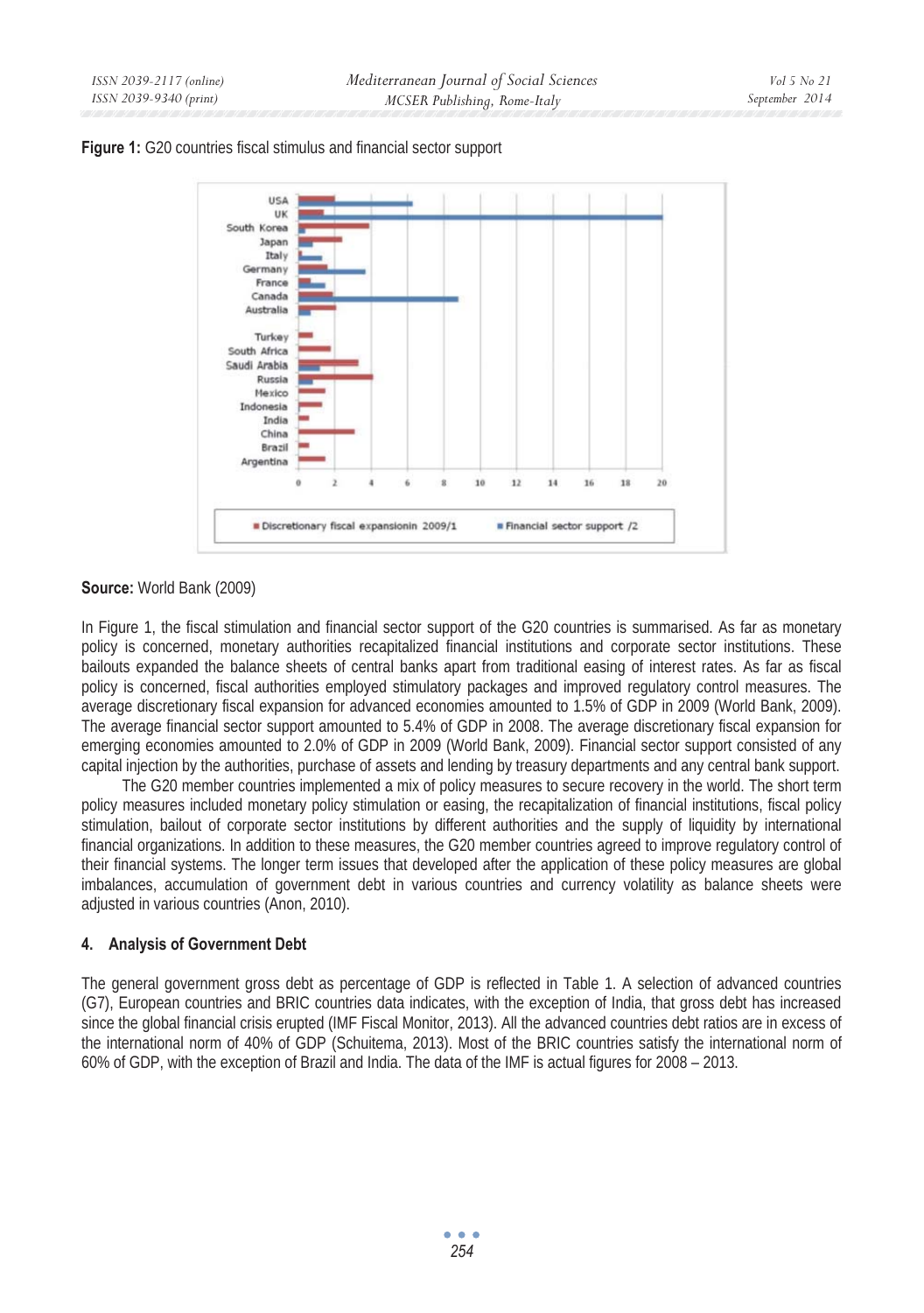**Figure 1:** G20 countries fiscal stimulus and financial sector support

**Source:** World Bank (2009)

In Figure 1, the fiscal stimulation and financial sector support of the G20 countries is summarised. As far as monetary policy is concerned, monetary authorities recapitalized financial institutions and corporate sector institutions. These bailouts expanded the balance sheets of central banks apart from traditional easing of interest rates. As far as fiscal policy is concerned, fiscal authorities employed stimulatory packages and improved regulatory control measures. The average discretionary fiscal expansion for advanced economies amounted to 1.5% of GDP in 2009 (World Bank, 2009). The average financial sector support amounted to 5.4% of GDP in 2008. The average discretionary fiscal expansion for emerging economies amounted to 2.0% of GDP in 2009 (World Bank, 2009). Financial sector support consisted of any capital injection by the authorities, purchase of assets and lending by treasury departments and any central bank support.

The G20 member countries implemented a mix of policy measures to secure recovery in the world. The short term policy measures included monetary policy stimulation or easing, the recapitalization of financial institutions, fiscal policy stimulation, bailout of corporate sector institutions by different authorities and the supply of liquidity by international financial organizations. In addition to these measures, the G20 member countries agreed to improve regulatory control of their financial systems. The longer term issues that developed after the application of these policy measures are global imbalances, accumulation of government debt in various countries and currency volatility as balance sheets were adjusted in various countries (Anon, 2010).

### 4. Analysis of Government Debt

The general government gross debt as percentage of GDP is reflected in Table 1. A selection of advanced countries (G7), European countries and BRIC countries data indicates, with the exception of India, that gross debt has increased since the global financial crisis erupted (IMF Fiscal Monitor, 2013). All the advanced countries debt ratios are in excess of the international norm of 40% of GDP (Schuitema, 2013). Most of the BRIC countries satisfy the international norm of 60% of GDP, with the exception of Brazil and India. The data of the IMF is actual figures for 2008 – 2013.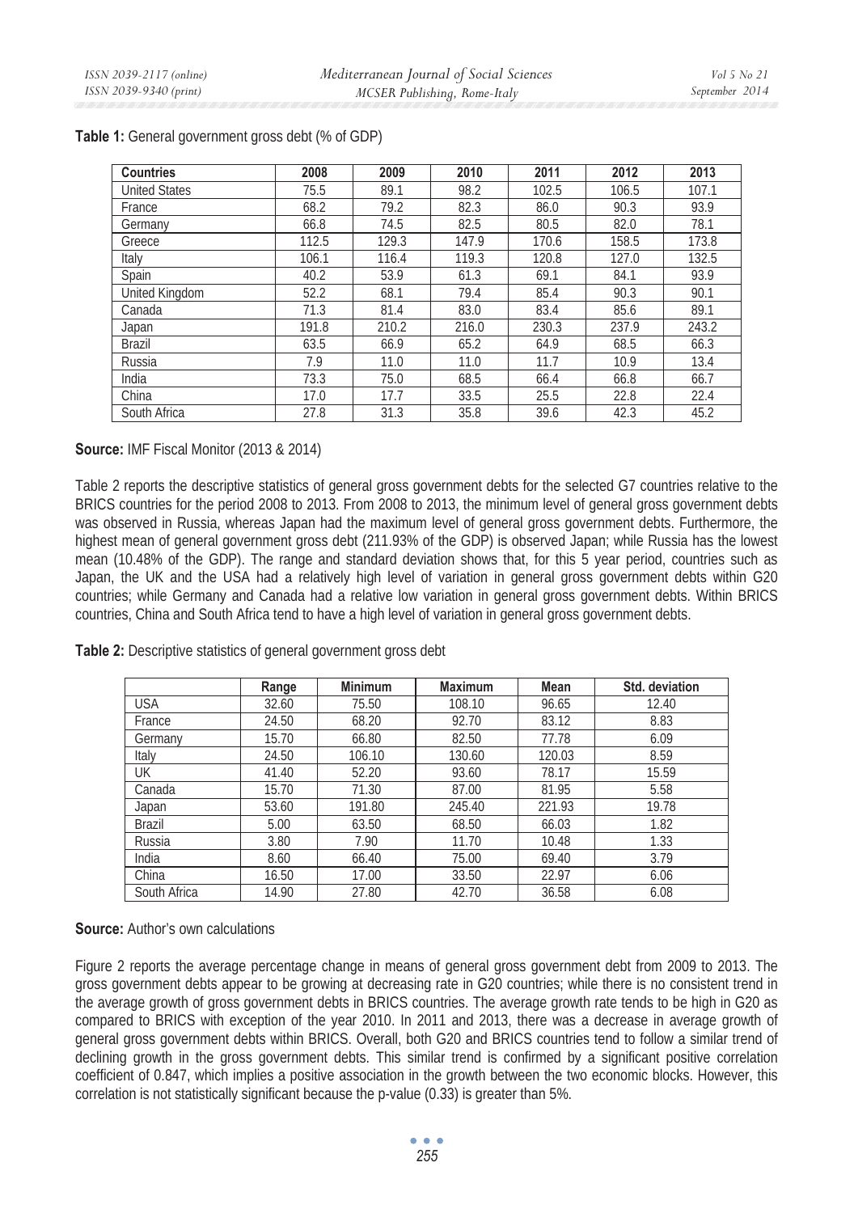**Table 1:** General government gross debt (% of GDP)

| Countries | 2008 | 2009 | 2010 | 2011 | 2012 | 2013 |
|---|---|---|---|---|---|---|
| United States | 75.5 | 89.1 | 98.2 | 102.5 | 106.5 | 107.1 |
| France | 68.2 | 79.2 | 82.3 | 86.0 | 90.3 | 93.9 |
| Germany | 66.8 | 74.5 | 82.5 | 80.5 | 82.0 | 78.1 |
| Greece | 112.5 | 129.3 | 147.9 | 170.6 | 158.5 | 173.8 |
| Italy | 106.1 | 116.4 | 119.3 | 120.8 | 127.0 | 132.5 |
| Spain | 40.2 | 53.9 | 61.3 | 69.1 | 84.1 | 93.9 |
| United Kingdom | 52.2 | 68.1 | 79.4 | 85.4 | 90.3 | 90.1 |
| Canada | 71.3 | 81.4 | 83.0 | 83.4 | 85.6 | 89.1 |
| Japan | 191.8 | 210.2 | 216.0 | 230.3 | 237.9 | 243.2 |
| Brazil | 63.5 | 66.9 | 65.2 | 64.9 | 68.5 | 66.3 |
| Russia | 7.9 | 11.0 | 11.0 | 11.7 | 10.9 | 13.4 |
| India | 73.3 | 75.0 | 68.5 | 66.4 | 66.8 | 66.7 |
| China | 17.0 | 17.7 | 33.5 | 25.5 | 22.8 | 22.4 |
| South Africa | 27.8 | 31.3 | 35.8 | 39.6 | 42.3 | 45.2 |

**Source:** IMF Fiscal Monitor (2013 & 2014)

Table 2 reports the descriptive statistics of general gross government debts for the selected G7 countries relative to the BRICS countries for the period 2008 to 2013. From 2008 to 2013, the minimum level of general gross government debts was observed in Russia, whereas Japan had the maximum level of general gross government debts. Furthermore, the highest mean of general government gross debt (211.93% of the GDP) is observed Japan; while Russia has the lowest mean (10.48% of the GDP). The range and standard deviation shows that, for this 5 year period, countries such as Japan, the UK and the USA had a relatively high level of variation in general gross government debts within G20 countries; while Germany and Canada had a relative low variation in general gross government debts. Within BRICS countries, China and South Africa tend to have a high level of variation in general gross government debts.

**Table 2:** Descriptive statistics of general government gross debt

| | Range | Minimum | Maximum | Mean | Std. deviation |
|---|---|---|---|---|---|
| USA | 32.60 | 75.50 | 108.10 | 96.65 | 12.40 |
| France | 24.50 | 68.20 | 92.70 | 83.12 | 8.83 |
| Germany | 15.70 | 66.80 | 82.50 | 77.78 | 6.09 |
| Italy | 24.50 | 106.10 | 130.60 | 120.03 | 8.59 |
| UK | 41.40 | 52.20 | 93.60 | 78.17 | 15.59 |
| Canada | 15.70 | 71.30 | 87.00 | 81.95 | 5.58 |
| Japan | 53.60 | 191.80 | 245.40 | 221.93 | 19.78 |
| Brazil | 5.00 | 63.50 | 68.50 | 66.03 | 1.82 |
| Russia | 3.80 | 7.90 | 11.70 | 10.48 | 1.33 |
| India | 8.60 | 66.40 | 75.00 | 69.40 | 3.79 |
| China | 16.50 | 17.00 | 33.50 | 22.97 | 6.06 |
| South Africa | 14.90 | 27.80 | 42.70 | 36.58 | 6.08 |

**Source:** Author's own calculations

Figure 2 reports the average percentage change in means of general gross government debt from 2009 to 2013. The gross government debts appear to be growing at decreasing rate in G20 countries; while there is no consistent trend in the average growth of gross government debts in BRICS countries. The average growth rate tends to be high in G20 as compared to BRICS with exception of the year 2010. In 2011 and 2013, there was a decrease in average growth of general gross government debts within BRICS. Overall, both G20 and BRICS countries tend to follow a similar trend of declining growth in the gross government debts. This similar trend is confirmed by a significant positive correlation coefficient of 0.847, which implies a positive association in the growth between the two economic blocks. However, this correlation is not statistically significant because the p-value (0.33) is greater than 5%.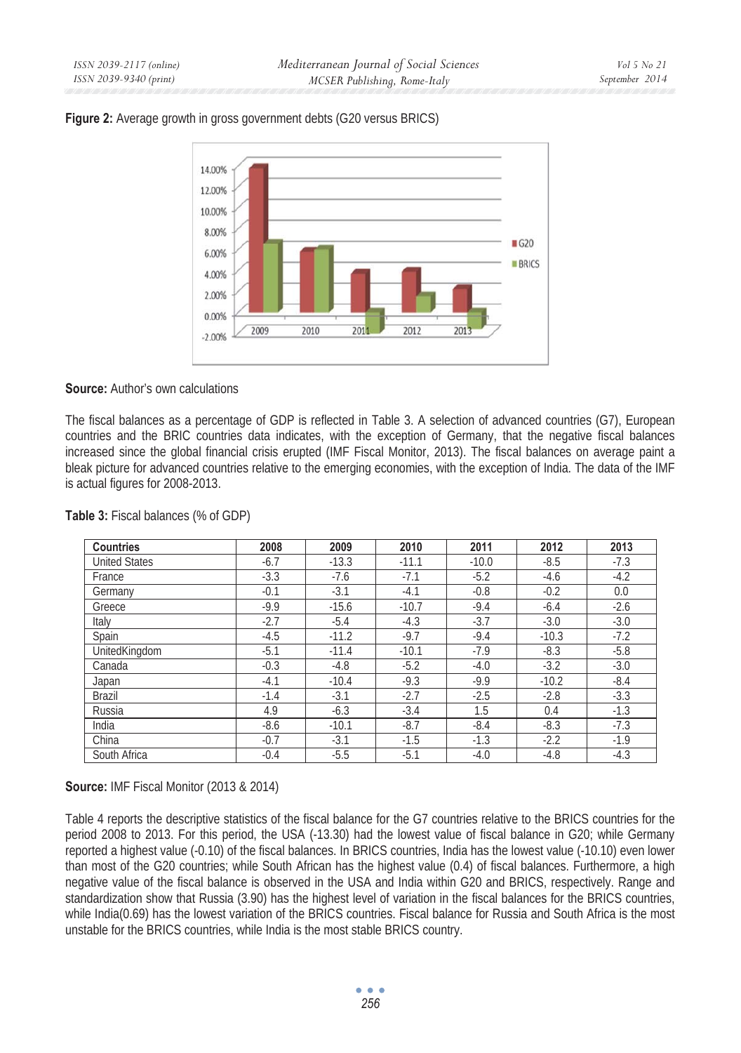**Figure 2:** Average growth in gross government debts (G20 versus BRICS)

**Source:** Author's own calculations

The fiscal balances as a percentage of GDP is reflected in Table 3. A selection of advanced countries (G7), European countries and the BRIC countries data indicates, with the exception of Germany, that the negative fiscal balances increased since the global financial crisis erupted (IMF Fiscal Monitor, 2013). The fiscal balances on average paint a bleak picture for advanced countries relative to the emerging economies, with the exception of India. The data of the IMF is actual figures for 2008-2013.

**Table 3:** Fiscal balances (% of GDP)

| Countries | 2008 | 2009 | 2010 | 2011 | 2012 | 2013 |
|---|---|---|---|---|---|---|
| United States | -6.7 | -13.3 | -11.1 | -10.0 | -8.5 | -7.3 |
| France | -3.3 | -7.6 | -7.1 | -5.2 | -4.6 | -4.2 |
| Germany | -0.1 | -3.1 | -4.1 | -0.8 | -0.2 | 0.0 |
| Greece | -9.9 | -15.6 | -10.7 | -9.4 | -6.4 | -2.6 |
| Italy | -2.7 | -5.4 | -4.3 | -3.7 | -3.0 | -3.0 |
| Spain | -4.5 | -11.2 | -9.7 | -9.4 | -10.3 | -7.2 |
| UnitedKingdom | -5.1 | -11.4 | -10.1 | -7.9 | -8.3 | -5.8 |
| Canada | -0.3 | -4.8 | -5.2 | -4.0 | -3.2 | -3.0 |
| Japan | -4.1 | -10.4 | -9.3 | -9.9 | -10.2 | -8.4 |
| Brazil | -1.4 | -3.1 | -2.7 | -2.5 | -2.8 | -3.3 |
| Russia | 4.9 | -6.3 | -3.4 | 1.5 | 0.4 | -1.3 |
| India | -8.6 | -10.1 | -8.7 | -8.4 | -8.3 | -7.3 |
| China | -0.7 | -3.1 | -1.5 | -1.3 | -2.2 | -1.9 |
| South Africa | -0.4 | -5.5 | -5.1 | -4.0 | -4.8 | -4.3 |

**Source:** IMF Fiscal Monitor (2013 & 2014)

Table 4 reports the descriptive statistics of the fiscal balance for the G7 countries relative to the BRICS countries for the period 2008 to 2013. For this period, the USA (-13.30) had the lowest value of fiscal balance in G20; while Germany reported a highest value (-0.10) of the fiscal balances. In BRICS countries, India has the lowest value (-10.10) even lower than most of the G20 countries; while South African has the highest value (0.4) of fiscal balances. Furthermore, a high negative value of the fiscal balance is observed in the USA and India within G20 and BRICS, respectively. Range and standardization show that Russia (3.90) has the highest level of variation in the fiscal balances for the BRICS countries, while India(0.69) has the lowest variation of the BRICS countries. Fiscal balance for Russia and South Africa is the most unstable for the BRICS countries, while India is the most stable BRICS country.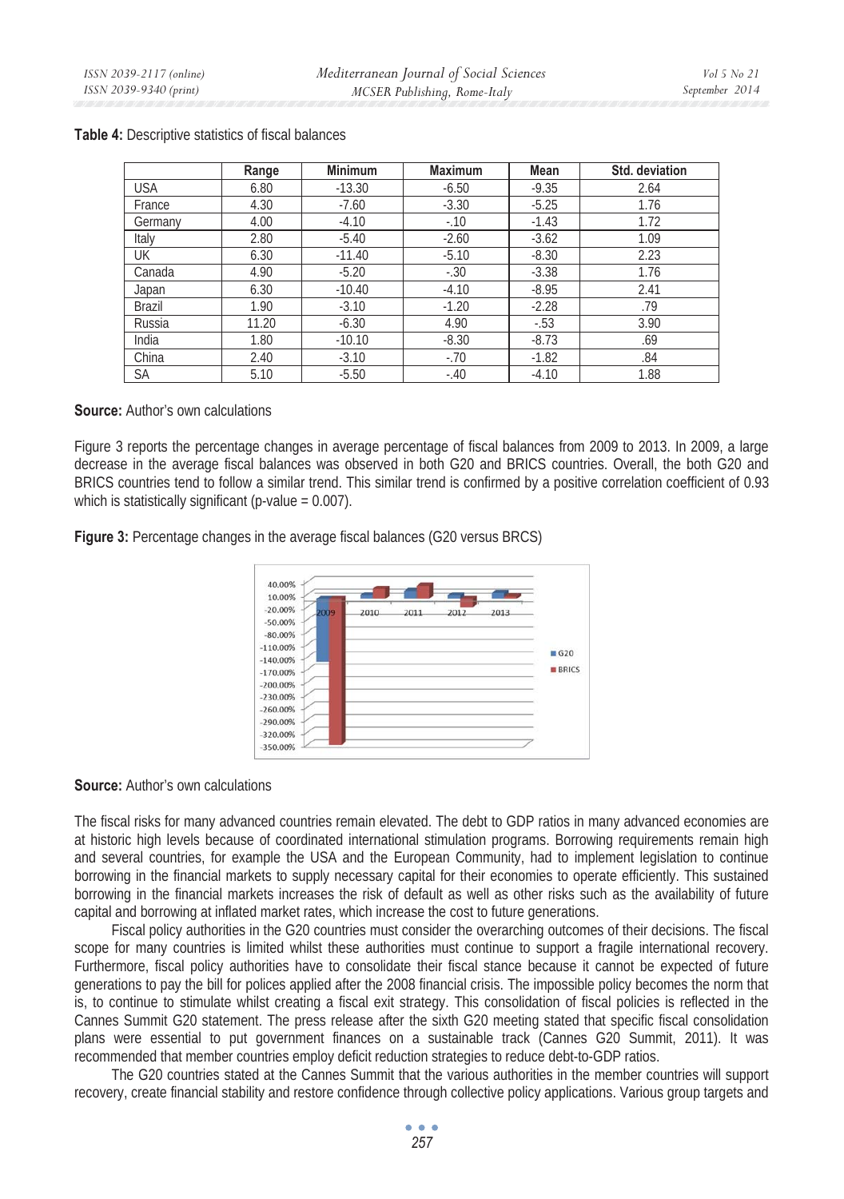**Table 4:** Descriptive statistics of fiscal balances

| | Range | Minimum | Maximum | Mean | Std. deviation |
|---|---|---|---|---|---|
| USA | 6.80 | -13.30 | -6.50 | -9.35 | 2.64 |
| France | 4.30 | -7.60 | -3.30 | -5.25 | 1.76 |
| Germany | 4.00 | -4.10 | -.10 | -1.43 | 1.72 |
| Italy | 2.80 | -5.40 | -2.60 | -3.62 | 1.09 |
| UK | 6.30 | -11.40 | -5.10 | -8.30 | 2.23 |
| Canada | 4.90 | -5.20 | -.30 | -3.38 | 1.76 |
| Japan | 6.30 | -10.40 | -4.10 | -8.95 | 2.41 |
| Brazil | 1.90 | -3.10 | -1.20 | -2.28 | .79 |
| Russia | 11.20 | -6.30 | 4.90 | -.53 | 3.90 |
| India | 1.80 | -10.10 | -8.30 | -8.73 | .69 |
| China | 2.40 | -3.10 | -.70 | -1.82 | .84 |
| SA | 5.10 | -5.50 | -.40 | -4.10 | 1.88 |

**Source:** Author's own calculations

Figure 3 reports the percentage changes in average percentage of fiscal balances from 2009 to 2013. In 2009, a large decrease in the average fiscal balances was observed in both G20 and BRICS countries. Overall, the both G20 and BRICS countries tend to follow a similar trend. This similar trend is confirmed by a positive correlation coefficient of 0.93 which is statistically significant (p-value = 0.007).

**Figure 3:** Percentage changes in the average fiscal balances (G20 versus BRCS)

**Source:** Author's own calculations

The fiscal risks for many advanced countries remain elevated. The debt to GDP ratios in many advanced economies are at historic high levels because of coordinated international stimulation programs. Borrowing requirements remain high and several countries, for example the USA and the European Community, had to implement legislation to continue borrowing in the financial markets to supply necessary capital for their economies to operate efficiently. This sustained borrowing in the financial markets increases the risk of default as well as other risks such as the availability of future capital and borrowing at inflated market rates, which increase the cost to future generations.

Fiscal policy authorities in the G20 countries must consider the overarching outcomes of their decisions. The fiscal scope for many countries is limited whilst these authorities must continue to support a fragile international recovery. Furthermore, fiscal policy authorities have to consolidate their fiscal stance because it cannot be expected of future generations to pay the bill for polices applied after the 2008 financial crisis. The impossible policy becomes the norm that is, to continue to stimulate whilst creating a fiscal exit strategy. This consolidation of fiscal policies is reflected in the Cannes Summit G20 statement. The press release after the sixth G20 meeting stated that specific fiscal consolidation plans were essential to put government finances on a sustainable track (Cannes G20 Summit, 2011). It was recommended that member countries employ deficit reduction strategies to reduce debt-to-GDP ratios.

The G20 countries stated at the Cannes Summit that the various authorities in the member countries will support recovery, create financial stability and restore confidence through collective policy applications. Various group targets and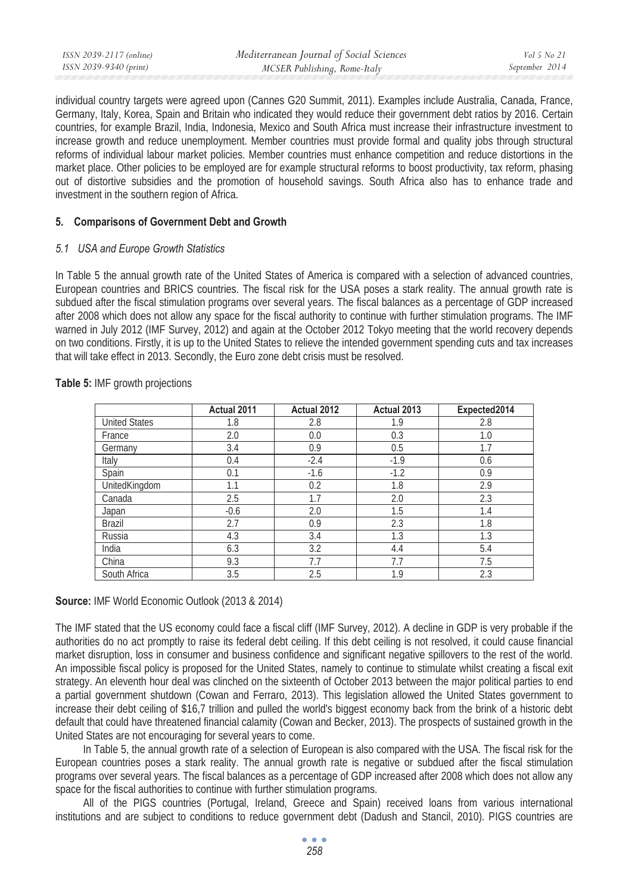individual country targets were agreed upon (Cannes G20 Summit, 2011). Examples include Australia, Canada, France, Germany, Italy, Korea, Spain and Britain who indicated they would reduce their government debt ratios by 2016. Certain countries, for example Brazil, India, Indonesia, Mexico and South Africa must increase their infrastructure investment to increase growth and reduce unemployment. Member countries must provide formal and quality jobs through structural reforms of individual labour market policies. Member countries must enhance competition and reduce distortions in the market place. Other policies to be employed are for example structural reforms to boost productivity, tax reform, phasing out of distortive subsidies and the promotion of household savings. South Africa also has to enhance trade and investment in the southern region of Africa.

## 5. Comparisons of Government Debt and Growth

### *5.1 USA and Europe Growth Statistics*

In Table 5 the annual growth rate of the United States of America is compared with a selection of advanced countries, European countries and BRICS countries. The fiscal risk for the USA poses a stark reality. The annual growth rate is subdued after the fiscal stimulation programs over several years. The fiscal balances as a percentage of GDP increased after 2008 which does not allow any space for the fiscal authority to continue with further stimulation programs. The IMF warned in July 2012 (IMF Survey, 2012) and again at the October 2012 Tokyo meeting that the world recovery depends on two conditions. Firstly, it is up to the United States to relieve the intended government spending cuts and tax increases that will take effect in 2013. Secondly, the Euro zone debt crisis must be resolved.

**Table 5:** IMF growth projections

| | Actual 2011 | Actual 2012 | Actual 2013 | Expected2014 |
|---|---|---|---|---|
| United States | 1.8 | 2.8 | 1.9 | 2.8 |
| France | 2.0 | 0.0 | 0.3 | 1.0 |
| Germany | 3.4 | 0.9 | 0.5 | 1.7 |
| Italy | 0.4 | -2.4 | -1.9 | 0.6 |
| Spain | 0.1 | -1.6 | -1.2 | 0.9 |
| UnitedKingdom | 1.1 | 0.2 | 1.8 | 2.9 |
| Canada | 2.5 | 1.7 | 2.0 | 2.3 |
| Japan | -0.6 | 2.0 | 1.5 | 1.4 |
| Brazil | 2.7 | 0.9 | 2.3 | 1.8 |
| Russia | 4.3 | 3.4 | 1.3 | 1.3 |
| India | 6.3 | 3.2 | 4.4 | 5.4 |
| China | 9.3 | 7.7 | 7.7 | 7.5 |
| South Africa | 3.5 | 2.5 | 1.9 | 2.3 |

**Source:** IMF World Economic Outlook (2013 & 2014)

The IMF stated that the US economy could face a fiscal cliff (IMF Survey, 2012). A decline in GDP is very probable if the authorities do no act promptly to raise its federal debt ceiling. If this debt ceiling is not resolved, it could cause financial market disruption, loss in consumer and business confidence and significant negative spillovers to the rest of the world. An impossible fiscal policy is proposed for the United States, namely to continue to stimulate whilst creating a fiscal exit strategy. An eleventh hour deal was clinched on the sixteenth of October 2013 between the major political parties to end a partial government shutdown (Cowan and Ferraro, 2013). This legislation allowed the United States government to increase their debt ceiling of $16,7 trillion and pulled the world's biggest economy back from the brink of a historic debt default that could have threatened financial calamity (Cowan and Becker, 2013). The prospects of sustained growth in the United States are not encouraging for several years to come.

In Table 5, the annual growth rate of a selection of European is also compared with the USA. The fiscal risk for the European countries poses a stark reality. The annual growth rate is negative or subdued after the fiscal stimulation programs over several years. The fiscal balances as a percentage of GDP increased after 2008 which does not allow any space for the fiscal authorities to continue with further stimulation programs.

All of the PIGS countries (Portugal, Ireland, Greece and Spain) received loans from various international institutions and are subject to conditions to reduce government debt (Dadush and Stancil, 2010). PIGS countries are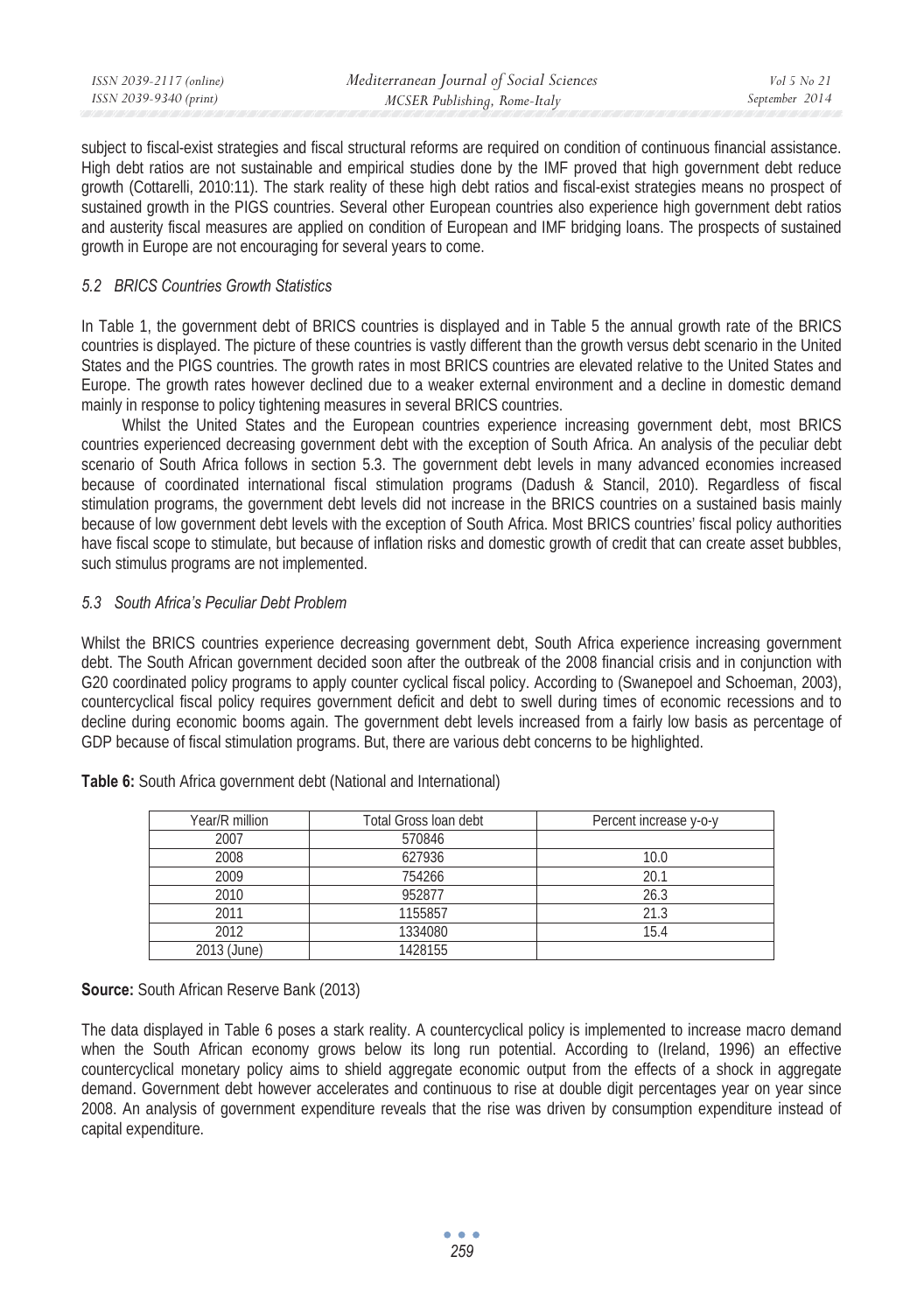subject to fiscal-exist strategies and fiscal structural reforms are required on condition of continuous financial assistance. High debt ratios are not sustainable and empirical studies done by the IMF proved that high government debt reduce growth (Cottarelli, 2010:11). The stark reality of these high debt ratios and fiscal-exist strategies means no prospect of sustained growth in the PIGS countries. Several other European countries also experience high government debt ratios and austerity fiscal measures are applied on condition of European and IMF bridging loans. The prospects of sustained growth in Europe are not encouraging for several years to come.

### *5.2 BRICS Countries Growth Statistics*

In Table 1, the government debt of BRICS countries is displayed and in Table 5 the annual growth rate of the BRICS countries is displayed. The picture of these countries is vastly different than the growth versus debt scenario in the United States and the PIGS countries. The growth rates in most BRICS countries are elevated relative to the United States and Europe. The growth rates however declined due to a weaker external environment and a decline in domestic demand mainly in response to policy tightening measures in several BRICS countries.

Whilst the United States and the European countries experience increasing government debt, most BRICS countries experienced decreasing government debt with the exception of South Africa. An analysis of the peculiar debt scenario of South Africa follows in section 5.3. The government debt levels in many advanced economies increased because of coordinated international fiscal stimulation programs (Dadush & Stancil, 2010). Regardless of fiscal stimulation programs, the government debt levels did not increase in the BRICS countries on a sustained basis mainly because of low government debt levels with the exception of South Africa. Most BRICS countries' fiscal policy authorities have fiscal scope to stimulate, but because of inflation risks and domestic growth of credit that can create asset bubbles, such stimulus programs are not implemented.

### *5.3 South Africa's Peculiar Debt Problem*

Whilst the BRICS countries experience decreasing government debt, South Africa experience increasing government debt. The South African government decided soon after the outbreak of the 2008 financial crisis and in conjunction with G20 coordinated policy programs to apply counter cyclical fiscal policy. According to (Swanepoel and Schoeman, 2003), countercyclical fiscal policy requires government deficit and debt to swell during times of economic recessions and to decline during economic booms again. The government debt levels increased from a fairly low basis as percentage of GDP because of fiscal stimulation programs. But, there are various debt concerns to be highlighted.

**Table 6:** South Africa government debt (National and International)

| Year/R million | Total Gross loan debt | Percent increase y-o-y |
|---|---|---|
| 2007 | 570846 | |
| 2008 | 627936 | 10.0 |
| 2009 | 754266 | 20.1 |
| 2010 | 952877 | 26.3 |
| 2011 | 1155857 | 21.3 |
| 2012 | 1334080 | 15.4 |
| 2013 (June) | 1428155 | |

**Source:** South African Reserve Bank (2013)

The data displayed in Table 6 poses a stark reality. A countercyclical policy is implemented to increase macro demand when the South African economy grows below its long run potential. According to (Ireland, 1996) an effective countercyclical monetary policy aims to shield aggregate economic output from the effects of a shock in aggregate demand. Government debt however accelerates and continuous to rise at double digit percentages year on year since 2008. An analysis of government expenditure reveals that the rise was driven by consumption expenditure instead of capital expenditure.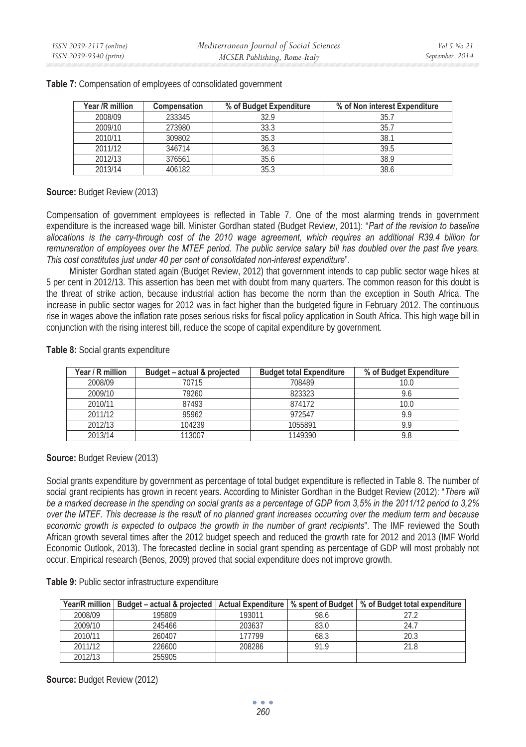**Table 7:** Compensation of employees of consolidated government

| Year /R million | Compensation | % of Budget Expenditure | % of Non interest Expenditure |
|---|---|---|---|
| 2008/09 | 233345 | 32.9 | 35.7 |
| 2009/10 | 273980 | 33.3 | 35.7 |
| 2010/11 | 309802 | 35.3 | 38.1 |
| 2011/12 | 346714 | 36.3 | 39.5 |
| 2012/13 | 376561 | 35.6 | 38.9 |
| 2013/14 | 406182 | 35.3 | 38.6 |

**Source:** Budget Review (2013)

Compensation of government employees is reflected in Table 7. One of the most alarming trends in government expenditure is the increased wage bill. Minister Gordhan stated (Budget Review, 2011): "*Part of the revision to baseline allocations is the carry-through cost of the 2010 wage agreement, which requires an additional R39.4 billion for remuneration of employees over the MTEF period. The public service salary bill has doubled over the past five years. This cost constitutes just under 40 per cent of consolidated non-interest expenditure*".

Minister Gordhan stated again (Budget Review, 2012) that government intends to cap public sector wage hikes at 5 per cent in 2012/13. This assertion has been met with doubt from many quarters. The common reason for this doubt is the threat of strike action, because industrial action has become the norm than the exception in South Africa. The increase in public sector wages for 2012 was in fact higher than the budgeted figure in February 2012. The continuous rise in wages above the inflation rate poses serious risks for fiscal policy application in South Africa. This high wage bill in conjunction with the rising interest bill, reduce the scope of capital expenditure by government.

**Table 8:** Social grants expenditure

| Year / R million | Budget – actual & projected | Budget total Expenditure | % of Budget Expenditure |
|---|---|---|---|
| 2008/09 | 70715 | 708489 | 10.0 |
| 2009/10 | 79260 | 823323 | 9.6 |
| 2010/11 | 87493 | 874172 | 10.0 |
| 2011/12 | 95962 | 972547 | 9.9 |
| 2012/13 | 104239 | 1055891 | 9.9 |
| 2013/14 | 113007 | 1149390 | 9.8 |

**Source:** Budget Review (2013)

Social grants expenditure by government as percentage of total budget expenditure is reflected in Table 8. The number of social grant recipients has grown in recent years. According to Minister Gordhan in the Budget Review (2012): "*There will be a marked decrease in the spending on social grants as a percentage of GDP from 3,5% in the 2011/12 period to 3,2% over the MTEF. This decrease is the result of no planned grant increases occurring over the medium term and because economic growth is expected to outpace the growth in the number of grant recipients*". The IMF reviewed the South African growth several times after the 2012 budget speech and reduced the growth rate for 2012 and 2013 (IMF World Economic Outlook, 2013). The forecasted decline in social grant spending as percentage of GDP will most probably not occur. Empirical research (Benos, 2009) proved that social expenditure does not improve growth.

**Table 9:** Public sector infrastructure expenditure

| Year/R million | Budget – actual & projected | Actual Expenditure | % spent of Budget | % of Budget total expenditure |
|---|---|---|---|---|
| 2008/09 | 195809 | 193011 | 98.6 | 27.2 |
| 2009/10 | 245466 | 203637 | 83.0 | 24.7 |
| 2010/11 | 260407 | 177799 | 68.3 | 20.3 |
| 2011/12 | 226600 | 208286 | 91.9 | 21.8 |
| 2012/13 | 255905 | | | |

**Source:** Budget Review (2012)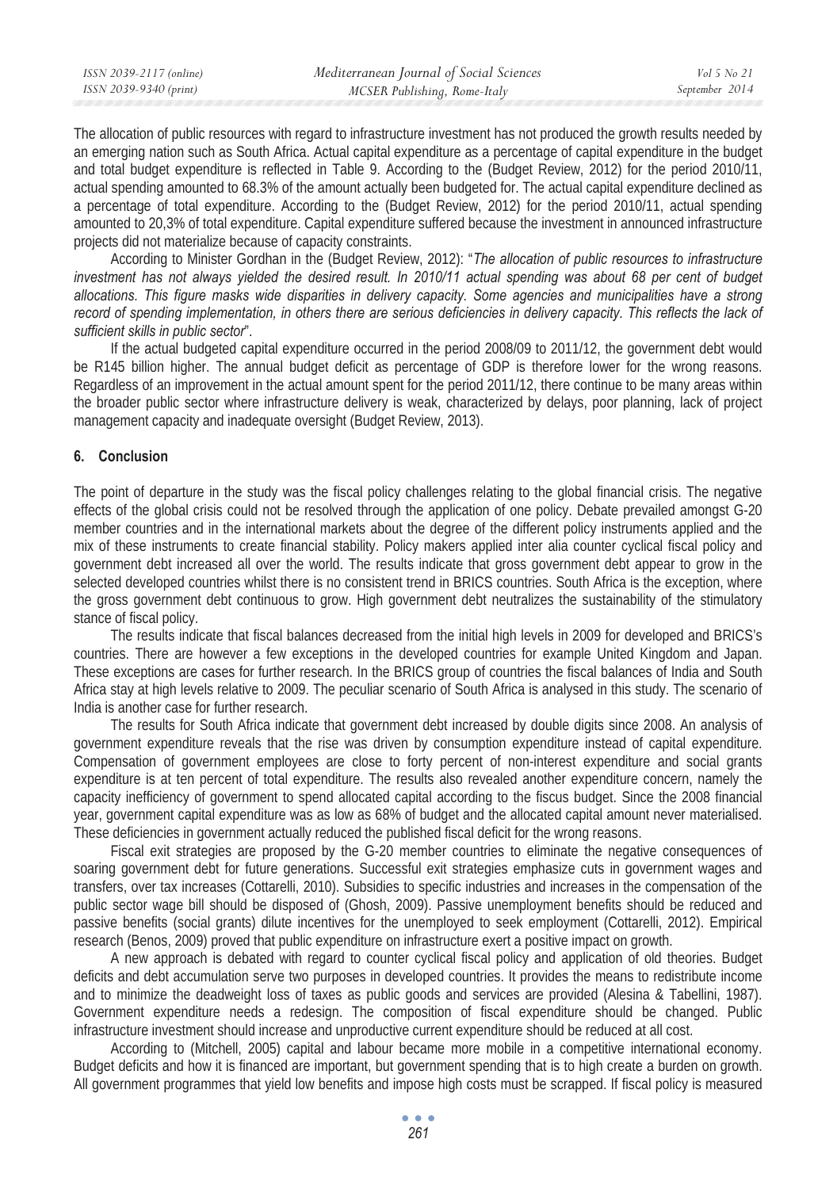The allocation of public resources with regard to infrastructure investment has not produced the growth results needed by an emerging nation such as South Africa. Actual capital expenditure as a percentage of capital expenditure in the budget and total budget expenditure is reflected in Table 9. According to the (Budget Review, 2012) for the period 2010/11, actual spending amounted to 68.3% of the amount actually been budgeted for. The actual capital expenditure declined as a percentage of total expenditure. According to the (Budget Review, 2012) for the period 2010/11, actual spending amounted to 20,3% of total expenditure. Capital expenditure suffered because the investment in announced infrastructure projects did not materialize because of capacity constraints.

According to Minister Gordhan in the (Budget Review, 2012): "*The allocation of public resources to infrastructure investment has not always yielded the desired result. In 2010/11 actual spending was about 68 per cent of budget allocations. This figure masks wide disparities in delivery capacity. Some agencies and municipalities have a strong record of spending implementation, in others there are serious deficiencies in delivery capacity. This reflects the lack of sufficient skills in public sector*".

If the actual budgeted capital expenditure occurred in the period 2008/09 to 2011/12, the government debt would be R145 billion higher. The annual budget deficit as percentage of GDP is therefore lower for the wrong reasons. Regardless of an improvement in the actual amount spent for the period 2011/12, there continue to be many areas within the broader public sector where infrastructure delivery is weak, characterized by delays, poor planning, lack of project management capacity and inadequate oversight (Budget Review, 2013).

## 6. Conclusion

The point of departure in the study was the fiscal policy challenges relating to the global financial crisis. The negative effects of the global crisis could not be resolved through the application of one policy. Debate prevailed amongst G-20 member countries and in the international markets about the degree of the different policy instruments applied and the mix of these instruments to create financial stability. Policy makers applied inter alia counter cyclical fiscal policy and government debt increased all over the world. The results indicate that gross government debt appear to grow in the selected developed countries whilst there is no consistent trend in BRICS countries. South Africa is the exception, where the gross government debt continuous to grow. High government debt neutralizes the sustainability of the stimulatory stance of fiscal policy.

The results indicate that fiscal balances decreased from the initial high levels in 2009 for developed and BRICS's countries. There are however a few exceptions in the developed countries for example United Kingdom and Japan. These exceptions are cases for further research. In the BRICS group of countries the fiscal balances of India and South Africa stay at high levels relative to 2009. The peculiar scenario of South Africa is analysed in this study. The scenario of India is another case for further research.

The results for South Africa indicate that government debt increased by double digits since 2008. An analysis of government expenditure reveals that the rise was driven by consumption expenditure instead of capital expenditure. Compensation of government employees are close to forty percent of non-interest expenditure and social grants expenditure is at ten percent of total expenditure. The results also revealed another expenditure concern, namely the capacity inefficiency of government to spend allocated capital according to the fiscus budget. Since the 2008 financial year, government capital expenditure was as low as 68% of budget and the allocated capital amount never materialised. These deficiencies in government actually reduced the published fiscal deficit for the wrong reasons.

Fiscal exit strategies are proposed by the G-20 member countries to eliminate the negative consequences of soaring government debt for future generations. Successful exit strategies emphasize cuts in government wages and transfers, over tax increases (Cottarelli, 2010). Subsidies to specific industries and increases in the compensation of the public sector wage bill should be disposed of (Ghosh, 2009). Passive unemployment benefits should be reduced and passive benefits (social grants) dilute incentives for the unemployed to seek employment (Cottarelli, 2012). Empirical research (Benos, 2009) proved that public expenditure on infrastructure exert a positive impact on growth.

A new approach is debated with regard to counter cyclical fiscal policy and application of old theories. Budget deficits and debt accumulation serve two purposes in developed countries. It provides the means to redistribute income and to minimize the deadweight loss of taxes as public goods and services are provided (Alesina & Tabellini, 1987). Government expenditure needs a redesign. The composition of fiscal expenditure should be changed. Public infrastructure investment should increase and unproductive current expenditure should be reduced at all cost.

According to (Mitchell, 2005) capital and labour became more mobile in a competitive international economy. Budget deficits and how it is financed are important, but government spending that is to high create a burden on growth. All government programmes that yield low benefits and impose high costs must be scrapped. If fiscal policy is measured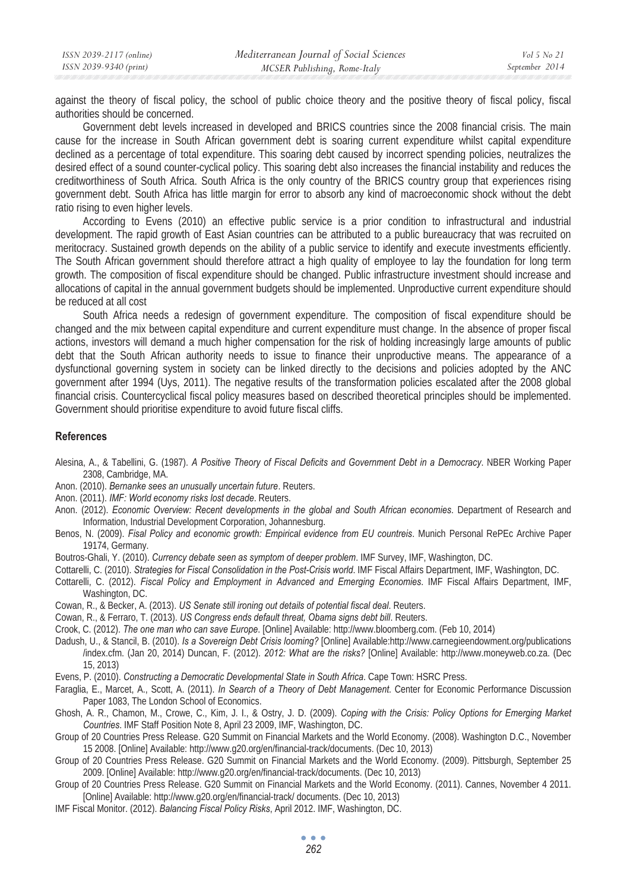against the theory of fiscal policy, the school of public choice theory and the positive theory of fiscal policy, fiscal authorities should be concerned.

Government debt levels increased in developed and BRICS countries since the 2008 financial crisis. The main cause for the increase in South African government debt is soaring current expenditure whilst capital expenditure declined as a percentage of total expenditure. This soaring debt caused by incorrect spending policies, neutralizes the desired effect of a sound counter-cyclical policy. This soaring debt also increases the financial instability and reduces the creditworthiness of South Africa. South Africa is the only country of the BRICS country group that experiences rising government debt. South Africa has little margin for error to absorb any kind of macroeconomic shock without the debt ratio rising to even higher levels.

According to Evens (2010) an effective public service is a prior condition to infrastructural and industrial development. The rapid growth of East Asian countries can be attributed to a public bureaucracy that was recruited on meritocracy. Sustained growth depends on the ability of a public service to identify and execute investments efficiently. The South African government should therefore attract a high quality of employee to lay the foundation for long term growth. The composition of fiscal expenditure should be changed. Public infrastructure investment should increase and allocations of capital in the annual government budgets should be implemented. Unproductive current expenditure should be reduced at all cost

South Africa needs a redesign of government expenditure. The composition of fiscal expenditure should be changed and the mix between capital expenditure and current expenditure must change. In the absence of proper fiscal actions, investors will demand a much higher compensation for the risk of holding increasingly large amounts of public debt that the South African authority needs to issue to finance their unproductive means. The appearance of a dysfunctional governing system in society can be linked directly to the decisions and policies adopted by the ANC government after 1994 (Uys, 2011). The negative results of the transformation policies escalated after the 2008 global financial crisis. Countercyclical fiscal policy measures based on described theoretical principles should be implemented. Government should prioritise expenditure to avoid future fiscal cliffs.

## References

Alesina, A., & Tabellini, G. (1987). *A Positive Theory of Fiscal Deficits and Government Debt in a Democracy*. NBER Working Paper 2308, Cambridge, MA.

Anon. (2010). *Bernanke sees an unusually uncertain future*. Reuters.

Anon. (2011). *IMF: World economy risks lost decade*. Reuters.

Anon. (2012). *Economic Overview: Recent developments in the global and South African economies*. Department of Research and Information, Industrial Development Corporation, Johannesburg.

Benos, N. (2009). *Fisal Policy and economic growth: Empirical evidence from EU countreis*. Munich Personal RePEc Archive Paper 19174, Germany.

Boutros-Ghali, Y. (2010). *Currency debate seen as symptom of deeper problem*. IMF Survey, IMF, Washington, DC.

Cottarelli, C. (2010). *Strategies for Fiscal Consolidation in the Post-Crisis world*. IMF Fiscal Affairs Department, IMF, Washington, DC.

Cottarelli, C. (2012). *Fiscal Policy and Employment in Advanced and Emerging Economies*. IMF Fiscal Affairs Department, IMF, Washington, DC.

Cowan, R., & Becker, A. (2013). *US Senate still ironing out details of potential fiscal deal*. Reuters.

Cowan, R., & Ferraro, T. (2013). *US Congress ends default threat, Obama signs debt bill*. Reuters.

Crook, C. (2012). *The one man who can save Europe*. [Online] Available: http://www.bloomberg.com. (Feb 10, 2014)

Dadush, U., & Stancil, B. (2010). *Is a Sovereign Debt Crisis looming?* [Online] Available:http://www.carnegieendowment.org/publications /index.cfm. (Jan 20, 2014) Duncan, F. (2012). *2012: What are the risks?* [Online] Available: http://www.moneyweb.co.za. (Dec 15, 2013)

Evens, P. (2010). *Constructing a Democratic Developmental State in South Africa*. Cape Town: HSRC Press.

Faraglia, E., Marcet, A., Scott, A. (2011). *In Search of a Theory of Debt Management*. Center for Economic Performance Discussion Paper 1083, The London School of Economics.

Ghosh, A. R., Chamon, M., Crowe, C., Kim, J. I., & Ostry, J. D. (2009). *Coping with the Crisis: Policy Options for Emerging Market Countries*. IMF Staff Position Note 8, April 23 2009, IMF, Washington, DC.

Group of 20 Countries Press Release. G20 Summit on Financial Markets and the World Economy. (2008). Washington D.C., November 15 2008. [Online] Available: http://www.g20.org/en/financial-track/documents. (Dec 10, 2013)

Group of 20 Countries Press Release. G20 Summit on Financial Markets and the World Economy. (2009). Pittsburgh, September 25 2009. [Online] Available: http://www.g20.org/en/financial-track/documents. (Dec 10, 2013)

Group of 20 Countries Press Release. G20 Summit on Financial Markets and the World Economy. (2011). Cannes, November 4 2011. [Online] Available: http://www.g20.org/en/financial-track/ documents. (Dec 10, 2013)

IMF Fiscal Monitor. (2012). *Balancing Fiscal Policy Risks*, April 2012. IMF, Washington, DC.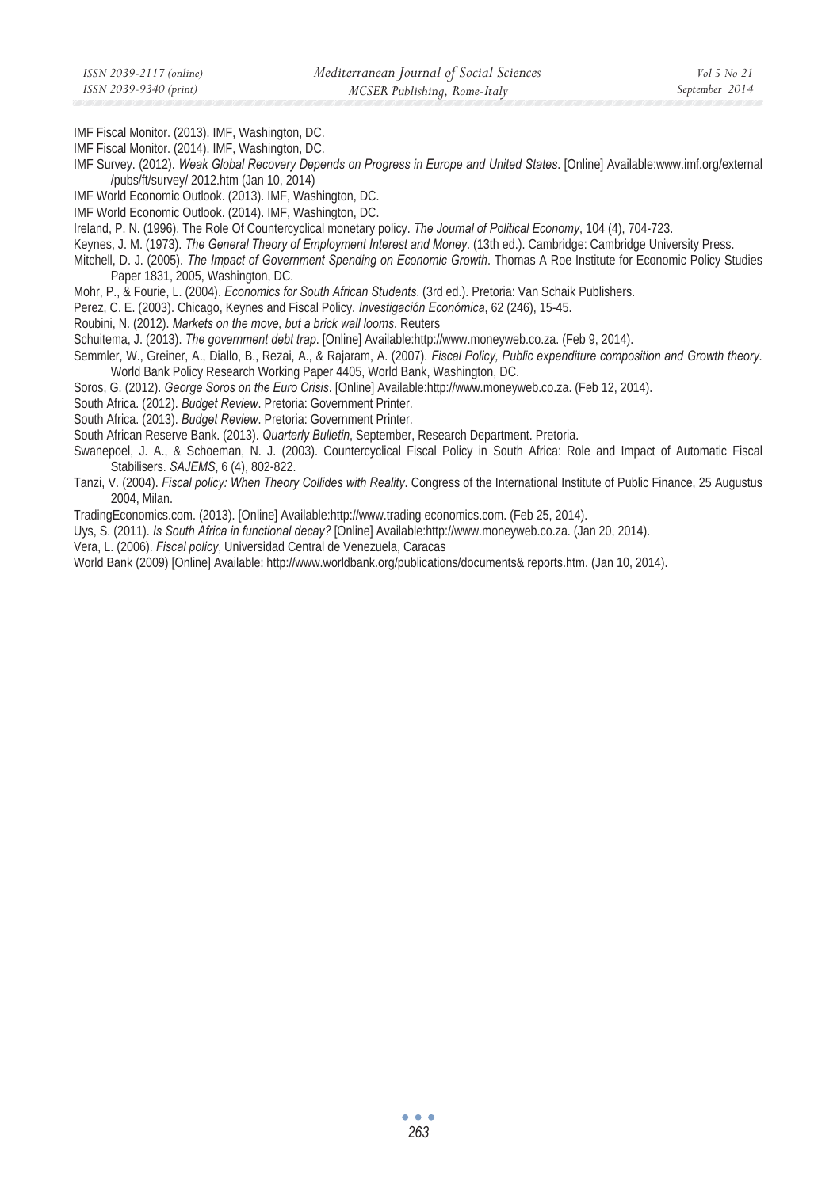IMF Fiscal Monitor. (2013). IMF, Washington, DC.

IMF Fiscal Monitor. (2014). IMF, Washington, DC.

IMF Survey. (2012). *Weak Global Recovery Depends on Progress in Europe and United States*. [Online] Available:www.imf.org/external /pubs/ft/survey/ 2012.htm (Jan 10, 2014)

IMF World Economic Outlook. (2013). IMF, Washington, DC.

IMF World Economic Outlook. (2014). IMF, Washington, DC.

Ireland, P. N. (1996). The Role Of Countercyclical monetary policy. *The Journal of Political Economy*, 104 (4), 704-723.

Keynes, J. M. (1973). *The General Theory of Employment Interest and Money*. (13th ed.). Cambridge: Cambridge University Press.

Mitchell, D. J. (2005). *The Impact of Government Spending on Economic Growth*. Thomas A Roe Institute for Economic Policy Studies Paper 1831, 2005, Washington, DC.

Mohr, P., & Fourie, L. (2004). *Economics for South African Students*. (3rd ed.). Pretoria: Van Schaik Publishers.

Perez, C. E. (2003). Chicago, Keynes and Fiscal Policy. *Investigación Económica*, 62 (246), 15-45.

Roubini, N. (2012). *Markets on the move, but a brick wall looms*. Reuters

Schuitema, J. (2013). *The government debt trap*. [Online] Available:http://www.moneyweb.co.za. (Feb 9, 2014).

Semmler, W., Greiner, A., Diallo, B., Rezai, A., & Rajaram, A. (2007). *Fiscal Policy, Public expenditure composition and Growth theory*. World Bank Policy Research Working Paper 4405, World Bank, Washington, DC.

Soros, G. (2012). *George Soros on the Euro Crisis*. [Online] Available:http://www.moneyweb.co.za. (Feb 12, 2014).

South Africa. (2012). *Budget Review*. Pretoria: Government Printer.

South Africa. (2013). *Budget Review*. Pretoria: Government Printer.

South African Reserve Bank. (2013). *Quarterly Bulletin*, September, Research Department. Pretoria.

Swanepoel, J. A., & Schoeman, N. J. (2003). Countercyclical Fiscal Policy in South Africa: Role and Impact of Automatic Fiscal Stabilisers. *SAJEMS*, 6 (4), 802-822.

Tanzi, V. (2004). *Fiscal policy: When Theory Collides with Reality*. Congress of the International Institute of Public Finance, 25 Augustus 2004, Milan.

TradingEconomics.com. (2013). [Online] Available:http://www.trading economics.com. (Feb 25, 2014).

Uys, S. (2011). *Is South Africa in functional decay?* [Online] Available:http://www.moneyweb.co.za. (Jan 20, 2014).

Vera, L. (2006). *Fiscal policy*, Universidad Central de Venezuela, Caracas

World Bank (2009) [Online] Available: http://www.worldbank.org/publications/documents& reports.htm. (Jan 10, 2014).